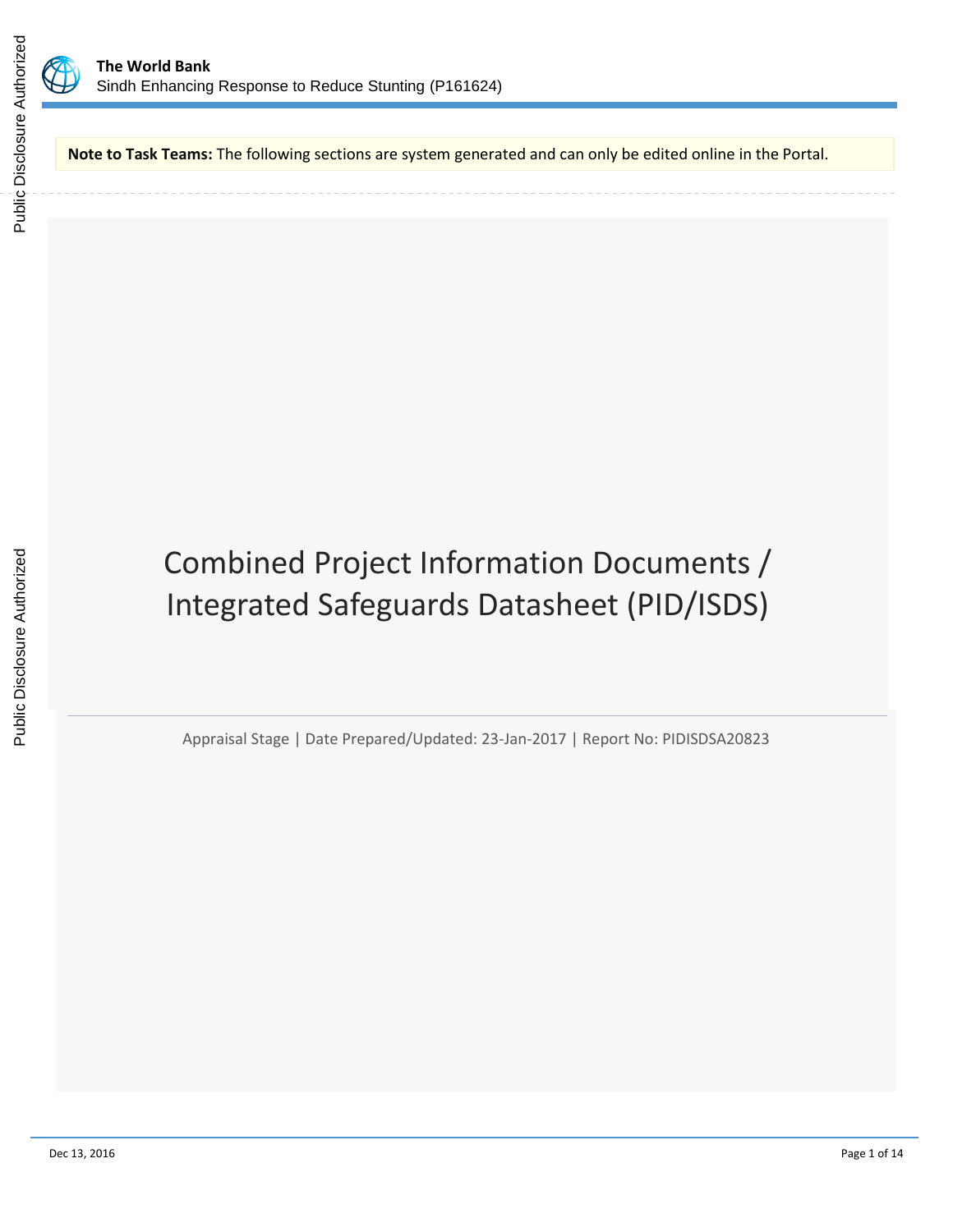**The World Bank**
Sindh Enhancing Response to Reduce Stunting (P161624)

**Note to Task Teams:** The following sections are system generated and can only be edited online in the Portal.

# Combined Project Information Documents / Integrated Safeguards Datasheet (PID/ISDS)

Appraisal Stage | Date Prepared/Updated: 23-Jan-2017 | Report No: PIDISDSA20823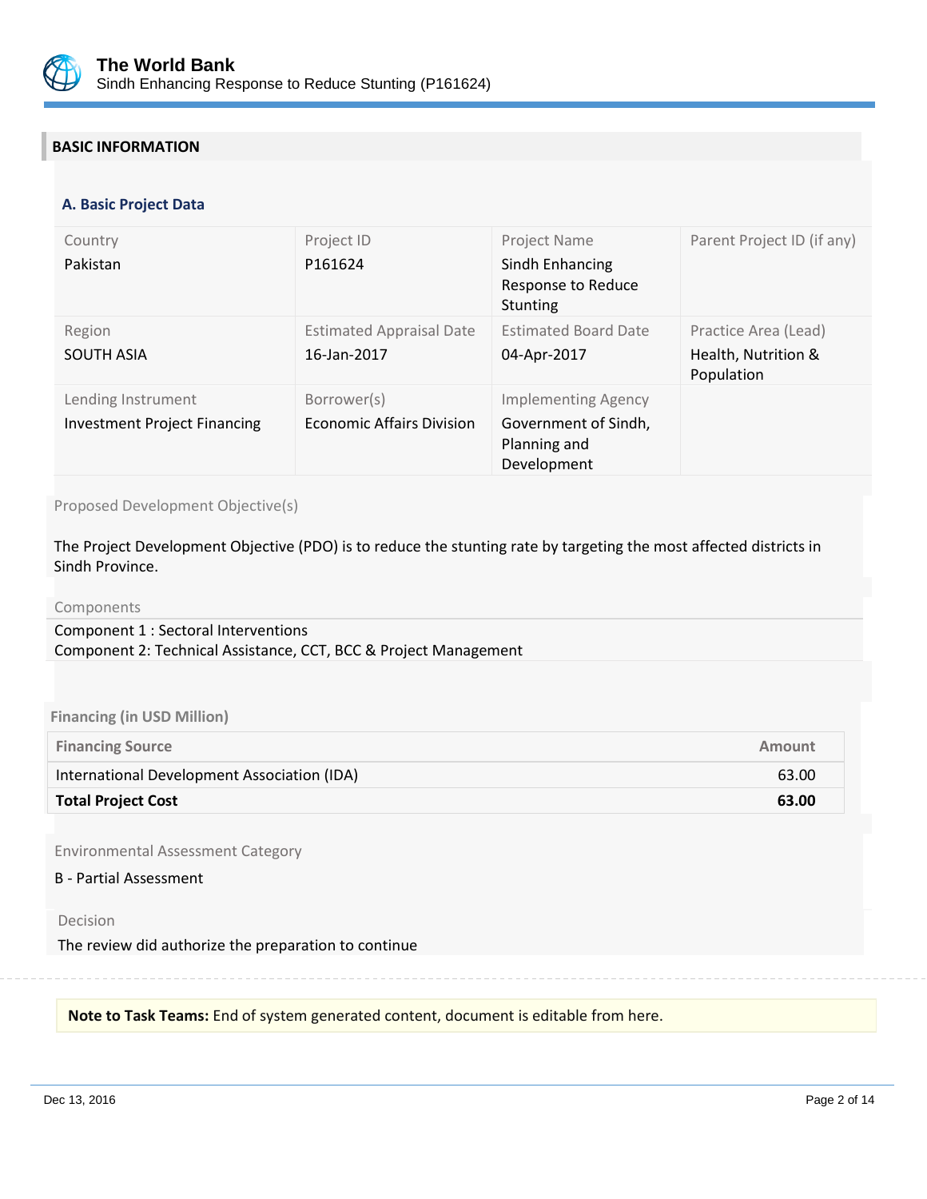## BASIC INFORMATION

### A. Basic Project Data

| Country | Project ID | Project Name | Parent Project ID (if any) |
|---|---|---|---|
| Pakistan | P161624 | Sindh Enhancing Response to Reduce Stunting | |
| **Region** | **Estimated Appraisal Date** | **Estimated Board Date** | **Practice Area (Lead)** |
| SOUTH ASIA | 16-Jan-2017 | 04-Apr-2017 | Health, Nutrition & Population |
| **Lending Instrument** | **Borrower(s)** | **Implementing Agency** | |
| Investment Project Financing | Economic Affairs Division | Government of Sindh, Planning and Development | |

Proposed Development Objective(s)

The Project Development Objective (PDO) is to reduce the stunting rate by targeting the most affected districts in Sindh Province.

Components

Component 1 : Sectoral Interventions
Component 2: Technical Assistance, CCT, BCC & Project Management

**Financing (in USD Million)**

| Financing Source | Amount |
|---|---|
| International Development Association (IDA) | 63.00 |
| **Total Project Cost** | **63.00** |

Environmental Assessment Category

B - Partial Assessment

Decision

The review did authorize the preparation to continue

**Note to Task Teams:** End of system generated content, document is editable from here.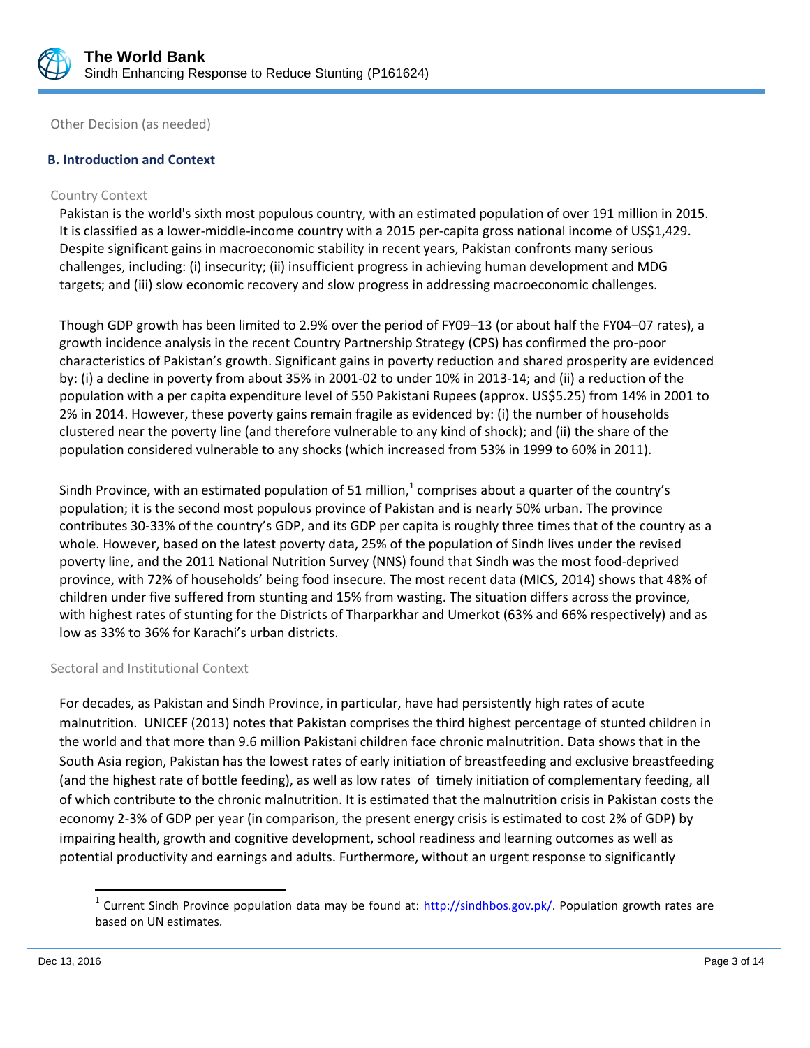Other Decision (as needed)

## B. Introduction and Context

### Country Context

Pakistan is the world's sixth most populous country, with an estimated population of over 191 million in 2015. It is classified as a lower-middle-income country with a 2015 per-capita gross national income of US$1,429. Despite significant gains in macroeconomic stability in recent years, Pakistan confronts many serious challenges, including: (i) insecurity; (ii) insufficient progress in achieving human development and MDG targets; and (iii) slow economic recovery and slow progress in addressing macroeconomic challenges.

Though GDP growth has been limited to 2.9% over the period of FY09–13 (or about half the FY04–07 rates), a growth incidence analysis in the recent Country Partnership Strategy (CPS) has confirmed the pro-poor characteristics of Pakistan's growth. Significant gains in poverty reduction and shared prosperity are evidenced by: (i) a decline in poverty from about 35% in 2001-02 to under 10% in 2013-14; and (ii) a reduction of the population with a per capita expenditure level of 550 Pakistani Rupees (approx. US$5.25) from 14% in 2001 to 2% in 2014. However, these poverty gains remain fragile as evidenced by: (i) the number of households clustered near the poverty line (and therefore vulnerable to any kind of shock); and (ii) the share of the population considered vulnerable to any shocks (which increased from 53% in 1999 to 60% in 2011).

Sindh Province, with an estimated population of 51 million,[1] comprises about a quarter of the country's population; it is the second most populous province of Pakistan and is nearly 50% urban. The province contributes 30-33% of the country's GDP, and its GDP per capita is roughly three times that of the country as a whole. However, based on the latest poverty data, 25% of the population of Sindh lives under the revised poverty line, and the 2011 National Nutrition Survey (NNS) found that Sindh was the most food-deprived province, with 72% of households' being food insecure. The most recent data (MICS, 2014) shows that 48% of children under five suffered from stunting and 15% from wasting. The situation differs across the province, with highest rates of stunting for the Districts of Tharparkhar and Umerkot (63% and 66% respectively) and as low as 33% to 36% for Karachi's urban districts.

### Sectoral and Institutional Context

For decades, as Pakistan and Sindh Province, in particular, have had persistently high rates of acute malnutrition. UNICEF (2013) notes that Pakistan comprises the third highest percentage of stunted children in the world and that more than 9.6 million Pakistani children face chronic malnutrition. Data shows that in the South Asia region, Pakistan has the lowest rates of early initiation of breastfeeding and exclusive breastfeeding (and the highest rate of bottle feeding), as well as low rates of timely initiation of complementary feeding, all of which contribute to the chronic malnutrition. It is estimated that the malnutrition crisis in Pakistan costs the economy 2-3% of GDP per year (in comparison, the present energy crisis is estimated to cost 2% of GDP) by impairing health, growth and cognitive development, school readiness and learning outcomes as well as potential productivity and earnings and adults. Furthermore, without an urgent response to significantly

[1] Current Sindh Province population data may be found at: http://sindhbos.gov.pk/. Population growth rates are based on UN estimates.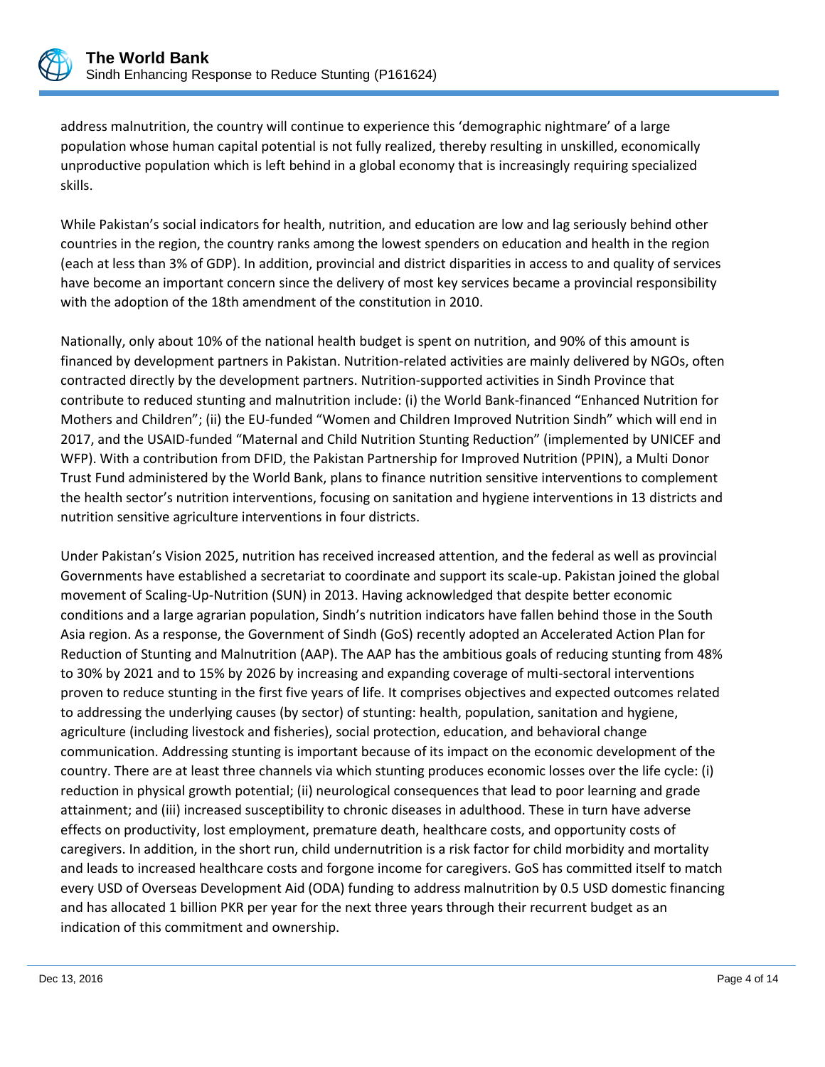address malnutrition, the country will continue to experience this 'demographic nightmare' of a large population whose human capital potential is not fully realized, thereby resulting in unskilled, economically unproductive population which is left behind in a global economy that is increasingly requiring specialized skills.

While Pakistan's social indicators for health, nutrition, and education are low and lag seriously behind other countries in the region, the country ranks among the lowest spenders on education and health in the region (each at less than 3% of GDP). In addition, provincial and district disparities in access to and quality of services have become an important concern since the delivery of most key services became a provincial responsibility with the adoption of the 18th amendment of the constitution in 2010.

Nationally, only about 10% of the national health budget is spent on nutrition, and 90% of this amount is financed by development partners in Pakistan. Nutrition-related activities are mainly delivered by NGOs, often contracted directly by the development partners. Nutrition-supported activities in Sindh Province that contribute to reduced stunting and malnutrition include: (i) the World Bank-financed "Enhanced Nutrition for Mothers and Children"; (ii) the EU-funded "Women and Children Improved Nutrition Sindh" which will end in 2017, and the USAID-funded "Maternal and Child Nutrition Stunting Reduction" (implemented by UNICEF and WFP). With a contribution from DFID, the Pakistan Partnership for Improved Nutrition (PPIN), a Multi Donor Trust Fund administered by the World Bank, plans to finance nutrition sensitive interventions to complement the health sector's nutrition interventions, focusing on sanitation and hygiene interventions in 13 districts and nutrition sensitive agriculture interventions in four districts.

Under Pakistan's Vision 2025, nutrition has received increased attention, and the federal as well as provincial Governments have established a secretariat to coordinate and support its scale-up. Pakistan joined the global movement of Scaling-Up-Nutrition (SUN) in 2013. Having acknowledged that despite better economic conditions and a large agrarian population, Sindh's nutrition indicators have fallen behind those in the South Asia region. As a response, the Government of Sindh (GoS) recently adopted an Accelerated Action Plan for Reduction of Stunting and Malnutrition (AAP). The AAP has the ambitious goals of reducing stunting from 48% to 30% by 2021 and to 15% by 2026 by increasing and expanding coverage of multi-sectoral interventions proven to reduce stunting in the first five years of life. It comprises objectives and expected outcomes related to addressing the underlying causes (by sector) of stunting: health, population, sanitation and hygiene, agriculture (including livestock and fisheries), social protection, education, and behavioral change communication. Addressing stunting is important because of its impact on the economic development of the country. There are at least three channels via which stunting produces economic losses over the life cycle: (i) reduction in physical growth potential; (ii) neurological consequences that lead to poor learning and grade attainment; and (iii) increased susceptibility to chronic diseases in adulthood. These in turn have adverse effects on productivity, lost employment, premature death, healthcare costs, and opportunity costs of caregivers. In addition, in the short run, child undernutrition is a risk factor for child morbidity and mortality and leads to increased healthcare costs and forgone income for caregivers. GoS has committed itself to match every USD of Overseas Development Aid (ODA) funding to address malnutrition by 0.5 USD domestic financing and has allocated 1 billion PKR per year for the next three years through their recurrent budget as an indication of this commitment and ownership.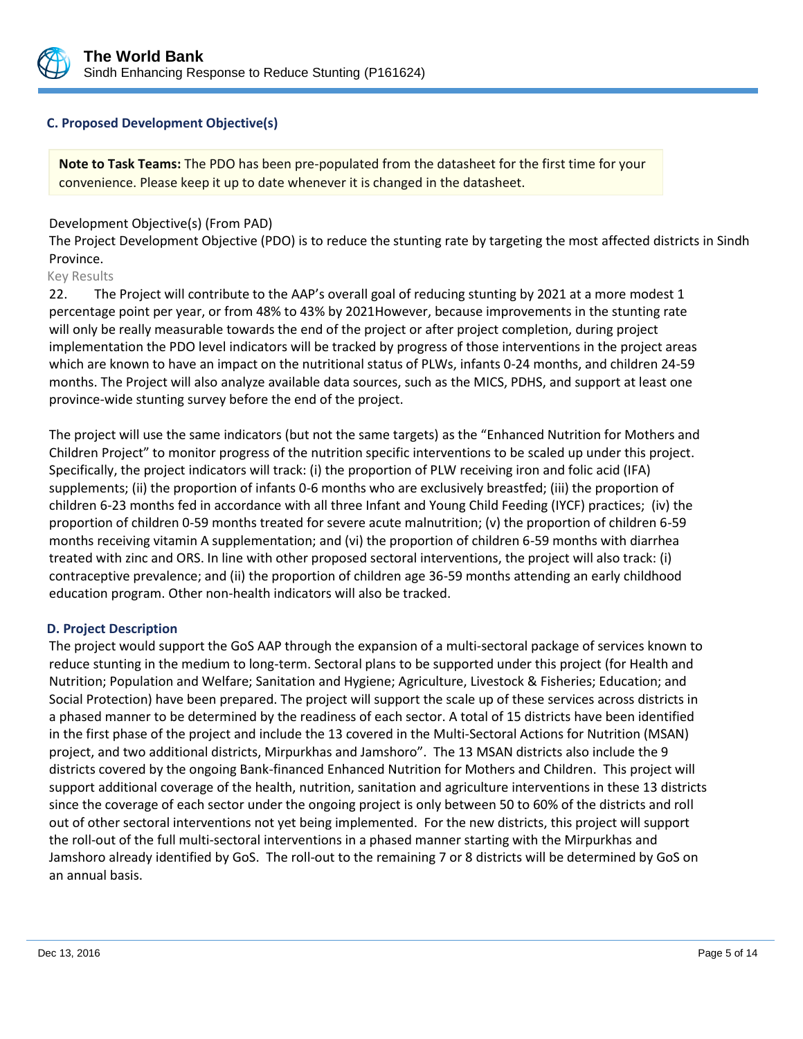### C. Proposed Development Objective(s)

**Note to Task Teams:** The PDO has been pre-populated from the datasheet for the first time for your convenience. Please keep it up to date whenever it is changed in the datasheet.

Development Objective(s) (From PAD)

The Project Development Objective (PDO) is to reduce the stunting rate by targeting the most affected districts in Sindh Province.

Key Results

22. The Project will contribute to the AAP's overall goal of reducing stunting by 2021 at a more modest 1 percentage point per year, or from 48% to 43% by 2021However, because improvements in the stunting rate will only be really measurable towards the end of the project or after project completion, during project implementation the PDO level indicators will be tracked by progress of those interventions in the project areas which are known to have an impact on the nutritional status of PLWs, infants 0-24 months, and children 24-59 months. The Project will also analyze available data sources, such as the MICS, PDHS, and support at least one province-wide stunting survey before the end of the project.

The project will use the same indicators (but not the same targets) as the "Enhanced Nutrition for Mothers and Children Project" to monitor progress of the nutrition specific interventions to be scaled up under this project. Specifically, the project indicators will track: (i) the proportion of PLW receiving iron and folic acid (IFA) supplements; (ii) the proportion of infants 0-6 months who are exclusively breastfed; (iii) the proportion of children 6-23 months fed in accordance with all three Infant and Young Child Feeding (IYCF) practices; (iv) the proportion of children 0-59 months treated for severe acute malnutrition; (v) the proportion of children 6-59 months receiving vitamin A supplementation; and (vi) the proportion of children 6-59 months with diarrhea treated with zinc and ORS. In line with other proposed sectoral interventions, the project will also track: (i) contraceptive prevalence; and (ii) the proportion of children age 36-59 months attending an early childhood education program. Other non-health indicators will also be tracked.

### D. Project Description

The project would support the GoS AAP through the expansion of a multi-sectoral package of services known to reduce stunting in the medium to long-term. Sectoral plans to be supported under this project (for Health and Nutrition; Population and Welfare; Sanitation and Hygiene; Agriculture, Livestock & Fisheries; Education; and Social Protection) have been prepared. The project will support the scale up of these services across districts in a phased manner to be determined by the readiness of each sector. A total of 15 districts have been identified in the first phase of the project and include the 13 covered in the Multi-Sectoral Actions for Nutrition (MSAN) project, and two additional districts, Mirpurkhas and Jamshoro". The 13 MSAN districts also include the 9 districts covered by the ongoing Bank-financed Enhanced Nutrition for Mothers and Children. This project will support additional coverage of the health, nutrition, sanitation and agriculture interventions in these 13 districts since the coverage of each sector under the ongoing project is only between 50 to 60% of the districts and roll out of other sectoral interventions not yet being implemented. For the new districts, this project will support the roll-out of the full multi-sectoral interventions in a phased manner starting with the Mirpurkhas and Jamshoro already identified by GoS. The roll-out to the remaining 7 or 8 districts will be determined by GoS on an annual basis.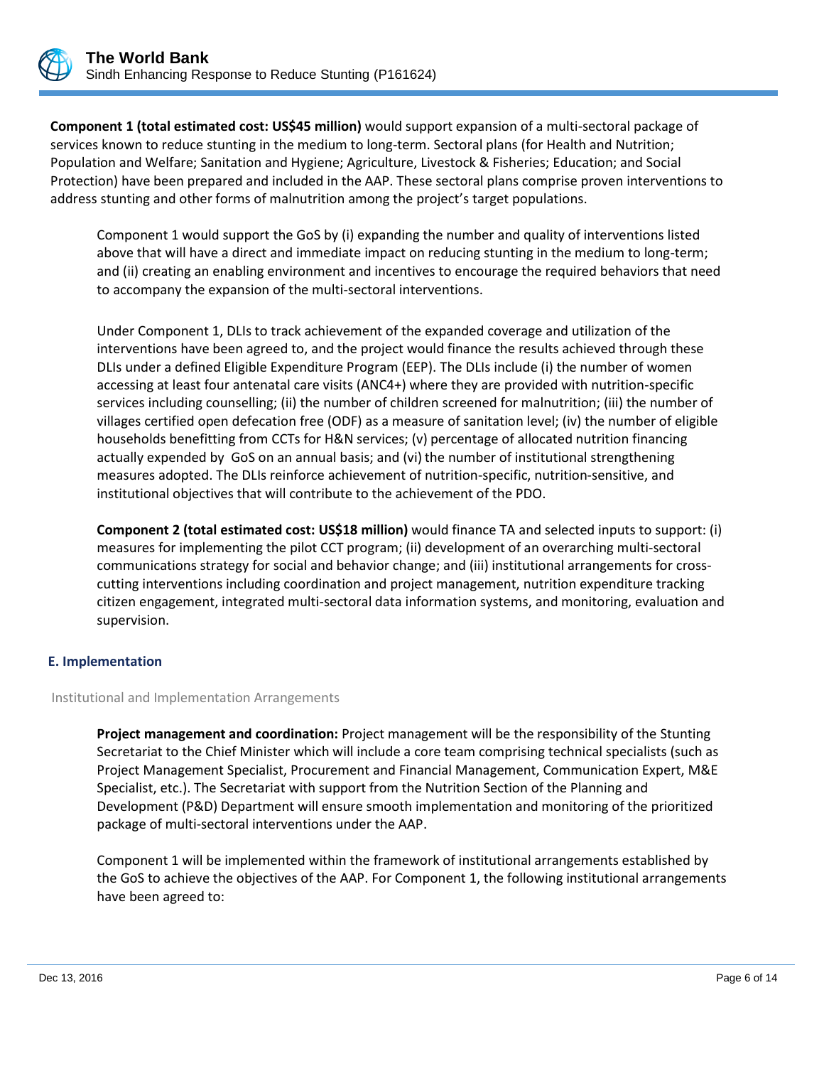**Component 1 (total estimated cost: US$45 million)** would support expansion of a multi-sectoral package of services known to reduce stunting in the medium to long-term. Sectoral plans (for Health and Nutrition; Population and Welfare; Sanitation and Hygiene; Agriculture, Livestock & Fisheries; Education; and Social Protection) have been prepared and included in the AAP. These sectoral plans comprise proven interventions to address stunting and other forms of malnutrition among the project's target populations.

Component 1 would support the GoS by (i) expanding the number and quality of interventions listed above that will have a direct and immediate impact on reducing stunting in the medium to long-term; and (ii) creating an enabling environment and incentives to encourage the required behaviors that need to accompany the expansion of the multi-sectoral interventions.

Under Component 1, DLIs to track achievement of the expanded coverage and utilization of the interventions have been agreed to, and the project would finance the results achieved through these DLIs under a defined Eligible Expenditure Program (EEP). The DLIs include (i) the number of women accessing at least four antenatal care visits (ANC4+) where they are provided with nutrition-specific services including counselling; (ii) the number of children screened for malnutrition; (iii) the number of villages certified open defecation free (ODF) as a measure of sanitation level; (iv) the number of eligible households benefitting from CCTs for H&N services; (v) percentage of allocated nutrition financing actually expended by GoS on an annual basis; and (vi) the number of institutional strengthening measures adopted. The DLIs reinforce achievement of nutrition-specific, nutrition-sensitive, and institutional objectives that will contribute to the achievement of the PDO.

**Component 2 (total estimated cost: US$18 million)** would finance TA and selected inputs to support: (i) measures for implementing the pilot CCT program; (ii) development of an overarching multi-sectoral communications strategy for social and behavior change; and (iii) institutional arrangements for cross-cutting interventions including coordination and project management, nutrition expenditure tracking citizen engagement, integrated multi-sectoral data information systems, and monitoring, evaluation and supervision.

### E. Implementation

Institutional and Implementation Arrangements

**Project management and coordination:** Project management will be the responsibility of the Stunting Secretariat to the Chief Minister which will include a core team comprising technical specialists (such as Project Management Specialist, Procurement and Financial Management, Communication Expert, M&E Specialist, etc.). The Secretariat with support from the Nutrition Section of the Planning and Development (P&D) Department will ensure smooth implementation and monitoring of the prioritized package of multi-sectoral interventions under the AAP.

Component 1 will be implemented within the framework of institutional arrangements established by the GoS to achieve the objectives of the AAP. For Component 1, the following institutional arrangements have been agreed to: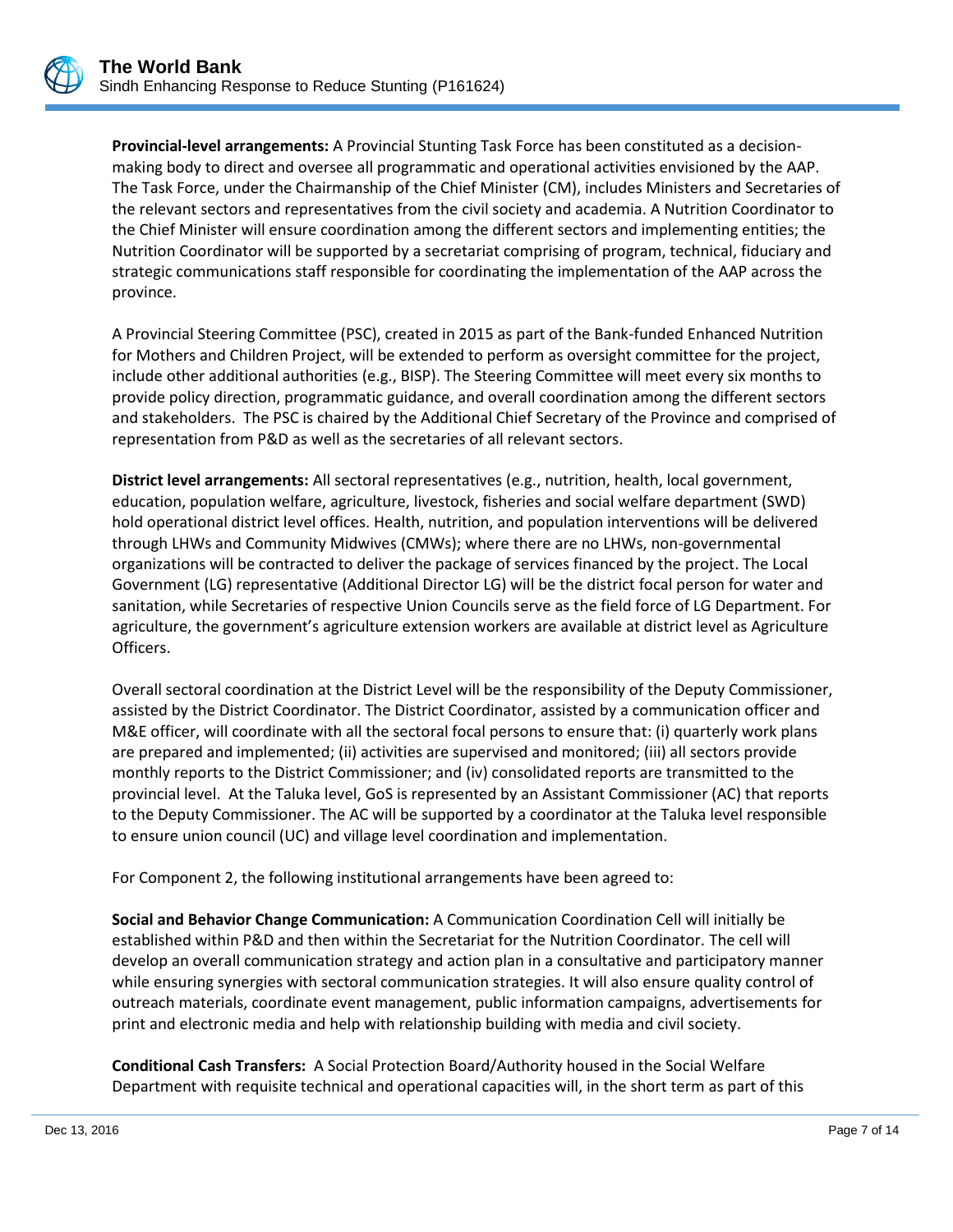**Provincial-level arrangements:** A Provincial Stunting Task Force has been constituted as a decision-making body to direct and oversee all programmatic and operational activities envisioned by the AAP. The Task Force, under the Chairmanship of the Chief Minister (CM), includes Ministers and Secretaries of the relevant sectors and representatives from the civil society and academia. A Nutrition Coordinator to the Chief Minister will ensure coordination among the different sectors and implementing entities; the Nutrition Coordinator will be supported by a secretariat comprising of program, technical, fiduciary and strategic communications staff responsible for coordinating the implementation of the AAP across the province.

A Provincial Steering Committee (PSC), created in 2015 as part of the Bank-funded Enhanced Nutrition for Mothers and Children Project, will be extended to perform as oversight committee for the project, include other additional authorities (e.g., BISP). The Steering Committee will meet every six months to provide policy direction, programmatic guidance, and overall coordination among the different sectors and stakeholders. The PSC is chaired by the Additional Chief Secretary of the Province and comprised of representation from P&D as well as the secretaries of all relevant sectors.

**District level arrangements:** All sectoral representatives (e.g., nutrition, health, local government, education, population welfare, agriculture, livestock, fisheries and social welfare department (SWD) hold operational district level offices. Health, nutrition, and population interventions will be delivered through LHWs and Community Midwives (CMWs); where there are no LHWs, non-governmental organizations will be contracted to deliver the package of services financed by the project. The Local Government (LG) representative (Additional Director LG) will be the district focal person for water and sanitation, while Secretaries of respective Union Councils serve as the field force of LG Department. For agriculture, the government's agriculture extension workers are available at district level as Agriculture Officers.

Overall sectoral coordination at the District Level will be the responsibility of the Deputy Commissioner, assisted by the District Coordinator. The District Coordinator, assisted by a communication officer and M&E officer, will coordinate with all the sectoral focal persons to ensure that: (i) quarterly work plans are prepared and implemented; (ii) activities are supervised and monitored; (iii) all sectors provide monthly reports to the District Commissioner; and (iv) consolidated reports are transmitted to the provincial level. At the Taluka level, GoS is represented by an Assistant Commissioner (AC) that reports to the Deputy Commissioner. The AC will be supported by a coordinator at the Taluka level responsible to ensure union council (UC) and village level coordination and implementation.

For Component 2, the following institutional arrangements have been agreed to:

**Social and Behavior Change Communication:** A Communication Coordination Cell will initially be established within P&D and then within the Secretariat for the Nutrition Coordinator. The cell will develop an overall communication strategy and action plan in a consultative and participatory manner while ensuring synergies with sectoral communication strategies. It will also ensure quality control of outreach materials, coordinate event management, public information campaigns, advertisements for print and electronic media and help with relationship building with media and civil society.

**Conditional Cash Transfers:** A Social Protection Board/Authority housed in the Social Welfare Department with requisite technical and operational capacities will, in the short term as part of this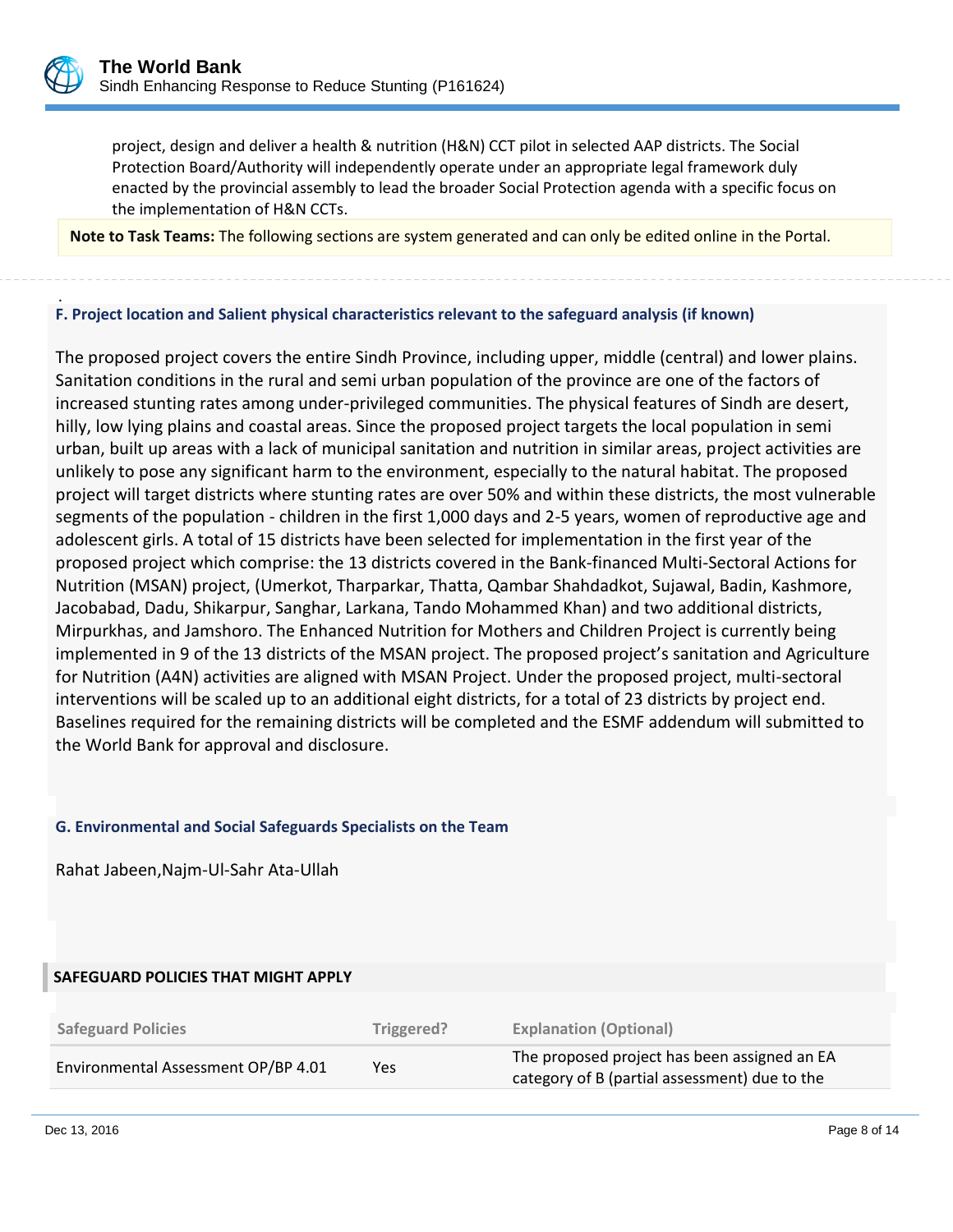project, design and deliver a health & nutrition (H&N) CCT pilot in selected AAP districts. The Social Protection Board/Authority will independently operate under an appropriate legal framework duly enacted by the provincial assembly to lead the broader Social Protection agenda with a specific focus on the implementation of H&N CCTs.

**Note to Task Teams:** The following sections are system generated and can only be edited online in the Portal.

### F. Project location and Salient physical characteristics relevant to the safeguard analysis (if known)

The proposed project covers the entire Sindh Province, including upper, middle (central) and lower plains. Sanitation conditions in the rural and semi urban population of the province are one of the factors of increased stunting rates among under-privileged communities. The physical features of Sindh are desert, hilly, low lying plains and coastal areas. Since the proposed project targets the local population in semi urban, built up areas with a lack of municipal sanitation and nutrition in similar areas, project activities are unlikely to pose any significant harm to the environment, especially to the natural habitat. The proposed project will target districts where stunting rates are over 50% and within these districts, the most vulnerable segments of the population - children in the first 1,000 days and 2-5 years, women of reproductive age and adolescent girls. A total of 15 districts have been selected for implementation in the first year of the proposed project which comprise: the 13 districts covered in the Bank-financed Multi-Sectoral Actions for Nutrition (MSAN) project, (Umerkot, Tharparkar, Thatta, Qambar Shahdadkot, Sujawal, Badin, Kashmore, Jacobabad, Dadu, Shikarpur, Sanghar, Larkana, Tando Mohammed Khan) and two additional districts, Mirpurkhas, and Jamshoro. The Enhanced Nutrition for Mothers and Children Project is currently being implemented in 9 of the 13 districts of the MSAN project. The proposed project's sanitation and Agriculture for Nutrition (A4N) activities are aligned with MSAN Project. Under the proposed project, multi-sectoral interventions will be scaled up to an additional eight districts, for a total of 23 districts by project end. Baselines required for the remaining districts will be completed and the ESMF addendum will submitted to the World Bank for approval and disclosure.

### G. Environmental and Social Safeguards Specialists on the Team

Rahat Jabeen,Najm-Ul-Sahr Ata-Ullah

## SAFEGUARD POLICIES THAT MIGHT APPLY

| Safeguard Policies | Triggered? | Explanation (Optional) |
|---|---|---|
| Environmental Assessment OP/BP 4.01 | Yes | The proposed project has been assigned an EA category of B (partial assessment) due to the |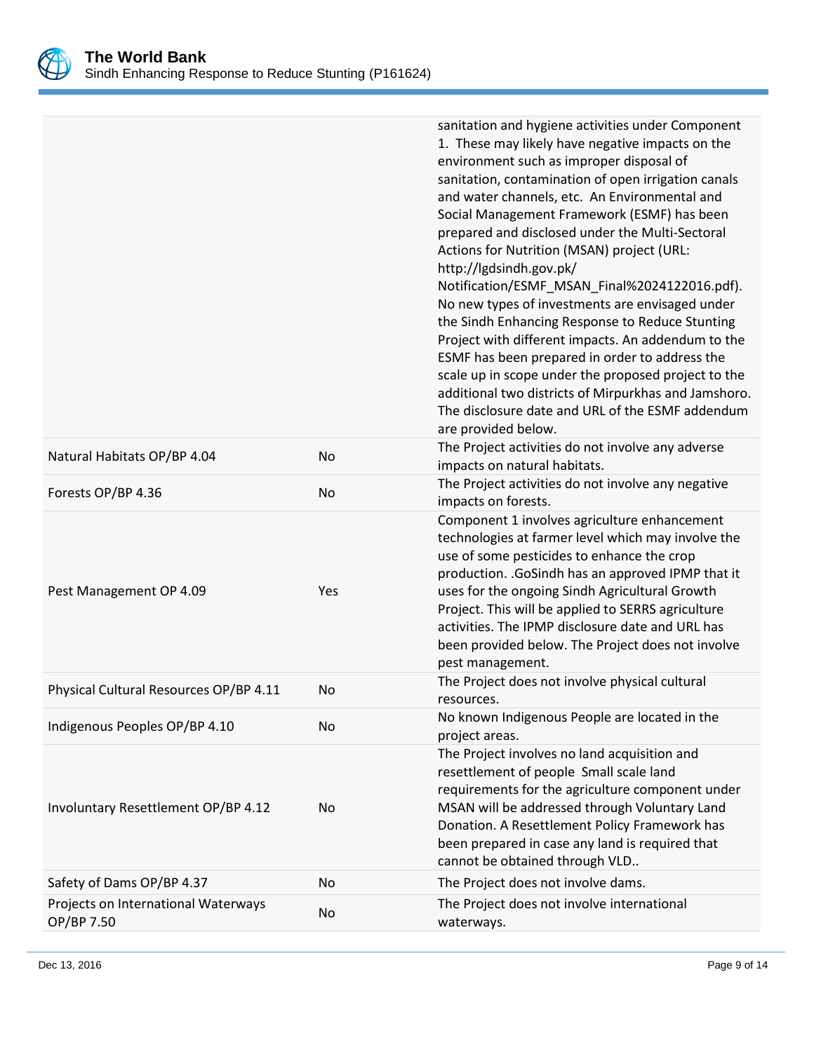| | | |
|---|---|---|
| | | sanitation and hygiene activities under Component 1. These may likely have negative impacts on the environment such as improper disposal of sanitation, contamination of open irrigation canals and water channels, etc. An Environmental and Social Management Framework (ESMF) has been prepared and disclosed under the Multi-Sectoral Actions for Nutrition (MSAN) project (URL: http://lgdsindh.gov.pk/ Notification/ESMF_MSAN_Final%2024122016.pdf). No new types of investments are envisaged under the Sindh Enhancing Response to Reduce Stunting Project with different impacts. An addendum to the ESMF has been prepared in order to address the scale up in scope under the proposed project to the additional two districts of Mirpurkhas and Jamshoro. The disclosure date and URL of the ESMF addendum are provided below. |
| Natural Habitats OP/BP 4.04 | No | The Project activities do not involve any adverse impacts on natural habitats. |
| Forests OP/BP 4.36 | No | The Project activities do not involve any negative impacts on forests. |
| Pest Management OP 4.09 | Yes | Component 1 involves agriculture enhancement technologies at farmer level which may involve the use of some pesticides to enhance the crop production. .GoSindh has an approved IPMP that it uses for the ongoing Sindh Agricultural Growth Project. This will be applied to SERRS agriculture activities. The IPMP disclosure date and URL has been provided below. The Project does not involve pest management. |
| Physical Cultural Resources OP/BP 4.11 | No | The Project does not involve physical cultural resources. |
| Indigenous Peoples OP/BP 4.10 | No | No known Indigenous People are located in the project areas. |
| Involuntary Resettlement OP/BP 4.12 | No | The Project involves no land acquisition and resettlement of people Small scale land requirements for the agriculture component under MSAN will be addressed through Voluntary Land Donation. A Resettlement Policy Framework has been prepared in case any land is required that cannot be obtained through VLD.. |
| Safety of Dams OP/BP 4.37 | No | The Project does not involve dams. |
| Projects on International Waterways OP/BP 7.50 | No | The Project does not involve international waterways. |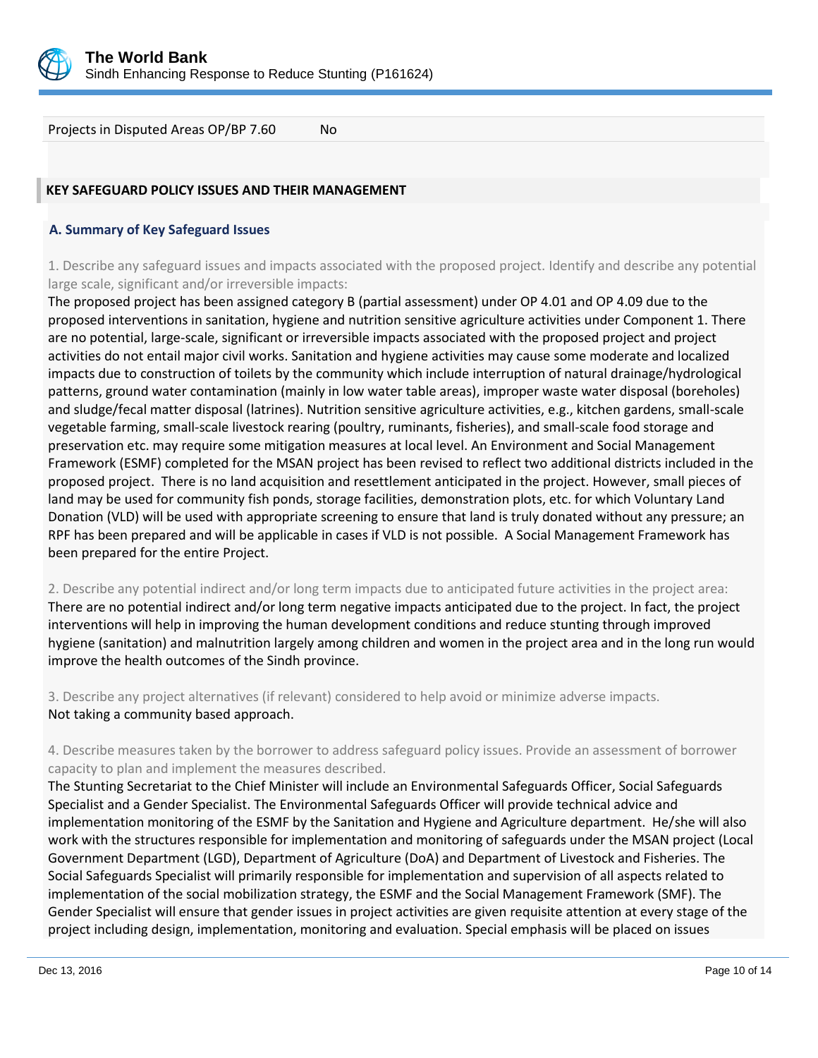| Projects in Disputed Areas OP/BP 7.60 | No |
|---|---|

## KEY SAFEGUARD POLICY ISSUES AND THEIR MANAGEMENT

### A. Summary of Key Safeguard Issues

1. Describe any safeguard issues and impacts associated with the proposed project. Identify and describe any potential large scale, significant and/or irreversible impacts:

The proposed project has been assigned category B (partial assessment) under OP 4.01 and OP 4.09 due to the proposed interventions in sanitation, hygiene and nutrition sensitive agriculture activities under Component 1. There are no potential, large-scale, significant or irreversible impacts associated with the proposed project and project activities do not entail major civil works. Sanitation and hygiene activities may cause some moderate and localized impacts due to construction of toilets by the community which include interruption of natural drainage/hydrological patterns, ground water contamination (mainly in low water table areas), improper waste water disposal (boreholes) and sludge/fecal matter disposal (latrines). Nutrition sensitive agriculture activities, e.g., kitchen gardens, small-scale vegetable farming, small-scale livestock rearing (poultry, ruminants, fisheries), and small-scale food storage and preservation etc. may require some mitigation measures at local level. An Environment and Social Management Framework (ESMF) completed for the MSAN project has been revised to reflect two additional districts included in the proposed project. There is no land acquisition and resettlement anticipated in the project. However, small pieces of land may be used for community fish ponds, storage facilities, demonstration plots, etc. for which Voluntary Land Donation (VLD) will be used with appropriate screening to ensure that land is truly donated without any pressure; an RPF has been prepared and will be applicable in cases if VLD is not possible. A Social Management Framework has been prepared for the entire Project.

2. Describe any potential indirect and/or long term impacts due to anticipated future activities in the project area:

There are no potential indirect and/or long term negative impacts anticipated due to the project. In fact, the project interventions will help in improving the human development conditions and reduce stunting through improved hygiene (sanitation) and malnutrition largely among children and women in the project area and in the long run would improve the health outcomes of the Sindh province.

3. Describe any project alternatives (if relevant) considered to help avoid or minimize adverse impacts.

Not taking a community based approach.

4. Describe measures taken by the borrower to address safeguard policy issues. Provide an assessment of borrower capacity to plan and implement the measures described.

The Stunting Secretariat to the Chief Minister will include an Environmental Safeguards Officer, Social Safeguards Specialist and a Gender Specialist. The Environmental Safeguards Officer will provide technical advice and implementation monitoring of the ESMF by the Sanitation and Hygiene and Agriculture department. He/she will also work with the structures responsible for implementation and monitoring of safeguards under the MSAN project (Local Government Department (LGD), Department of Agriculture (DoA) and Department of Livestock and Fisheries. The Social Safeguards Specialist will primarily responsible for implementation and supervision of all aspects related to implementation of the social mobilization strategy, the ESMF and the Social Management Framework (SMF). The Gender Specialist will ensure that gender issues in project activities are given requisite attention at every stage of the project including design, implementation, monitoring and evaluation. Special emphasis will be placed on issues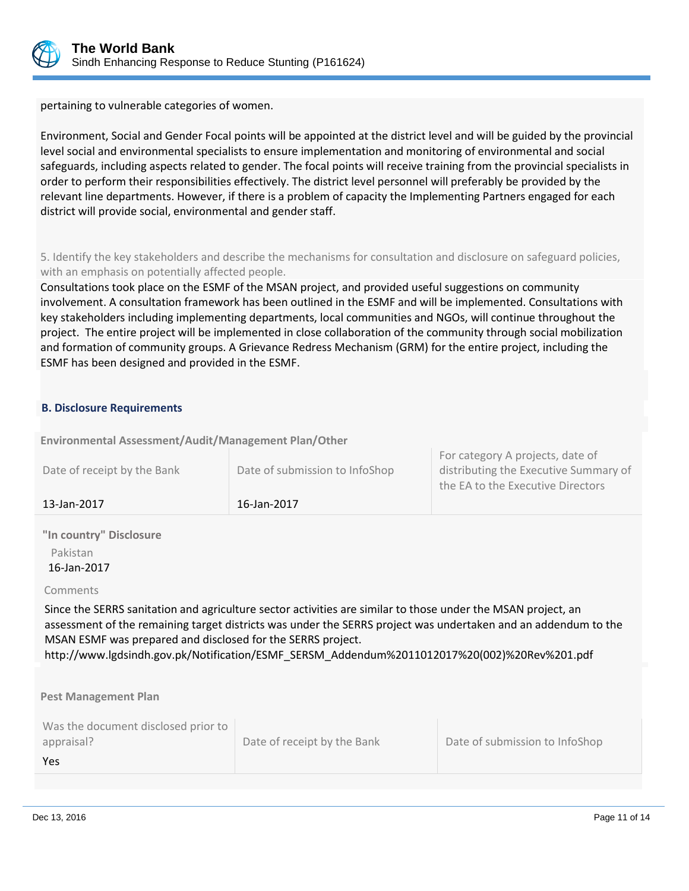pertaining to vulnerable categories of women.

Environment, Social and Gender Focal points will be appointed at the district level and will be guided by the provincial level social and environmental specialists to ensure implementation and monitoring of environmental and social safeguards, including aspects related to gender. The focal points will receive training from the provincial specialists in order to perform their responsibilities effectively. The district level personnel will preferably be provided by the relevant line departments. However, if there is a problem of capacity the Implementing Partners engaged for each district will provide social, environmental and gender staff.

5. Identify the key stakeholders and describe the mechanisms for consultation and disclosure on safeguard policies, with an emphasis on potentially affected people.

Consultations took place on the ESMF of the MSAN project, and provided useful suggestions on community involvement. A consultation framework has been outlined in the ESMF and will be implemented. Consultations with key stakeholders including implementing departments, local communities and NGOs, will continue throughout the project. The entire project will be implemented in close collaboration of the community through social mobilization and formation of community groups. A Grievance Redress Mechanism (GRM) for the entire project, including the ESMF has been designed and provided in the ESMF.

### B. Disclosure Requirements

**Environmental Assessment/Audit/Management Plan/Other**

| Date of receipt by the Bank | Date of submission to InfoShop | For category A projects, date of distributing the Executive Summary of the EA to the Executive Directors |
|---|---|---|
| 13-Jan-2017 | 16-Jan-2017 | |

**"In country" Disclosure**

Pakistan
16-Jan-2017

Comments

Since the SERRS sanitation and agriculture sector activities are similar to those under the MSAN project, an assessment of the remaining target districts was under the SERRS project was undertaken and an addendum to the MSAN ESMF was prepared and disclosed for the SERRS project.
http://www.lgdsindh.gov.pk/Notification/ESMF_SERSM_Addendum%2011012017%20(002)%20Rev%201.pdf

**Pest Management Plan**

| Was the document disclosed prior to appraisal? | Date of receipt by the Bank | Date of submission to InfoShop |
|---|---|---|
| Yes | | |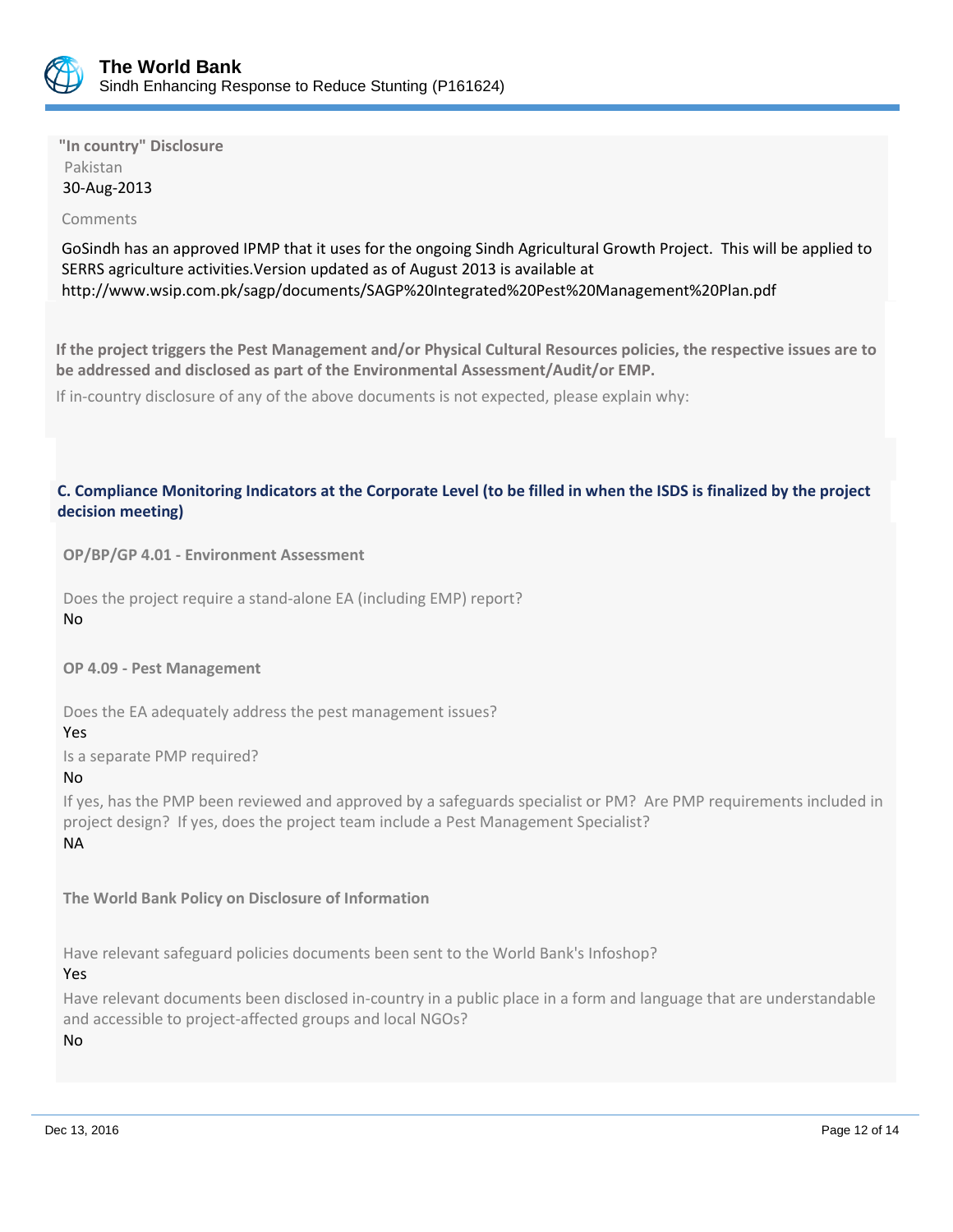**"In country" Disclosure**

Pakistan

30-Aug-2013

Comments

GoSindh has an approved IPMP that it uses for the ongoing Sindh Agricultural Growth Project. This will be applied to SERRS agriculture activities.Version updated as of August 2013 is available at http://www.wsip.com.pk/sagp/documents/SAGP%20Integrated%20Pest%20Management%20Plan.pdf

**If the project triggers the Pest Management and/or Physical Cultural Resources policies, the respective issues are to be addressed and disclosed as part of the Environmental Assessment/Audit/or EMP.**

If in-country disclosure of any of the above documents is not expected, please explain why:

### C. Compliance Monitoring Indicators at the Corporate Level (to be filled in when the ISDS is finalized by the project decision meeting)

**OP/BP/GP 4.01 - Environment Assessment**

Does the project require a stand-alone EA (including EMP) report?

No

**OP 4.09 - Pest Management**

Does the EA adequately address the pest management issues?

Yes

Is a separate PMP required?

No

If yes, has the PMP been reviewed and approved by a safeguards specialist or PM? Are PMP requirements included in project design? If yes, does the project team include a Pest Management Specialist?

NA

**The World Bank Policy on Disclosure of Information**

Have relevant safeguard policies documents been sent to the World Bank's Infoshop?

Yes

Have relevant documents been disclosed in-country in a public place in a form and language that are understandable and accessible to project-affected groups and local NGOs?

No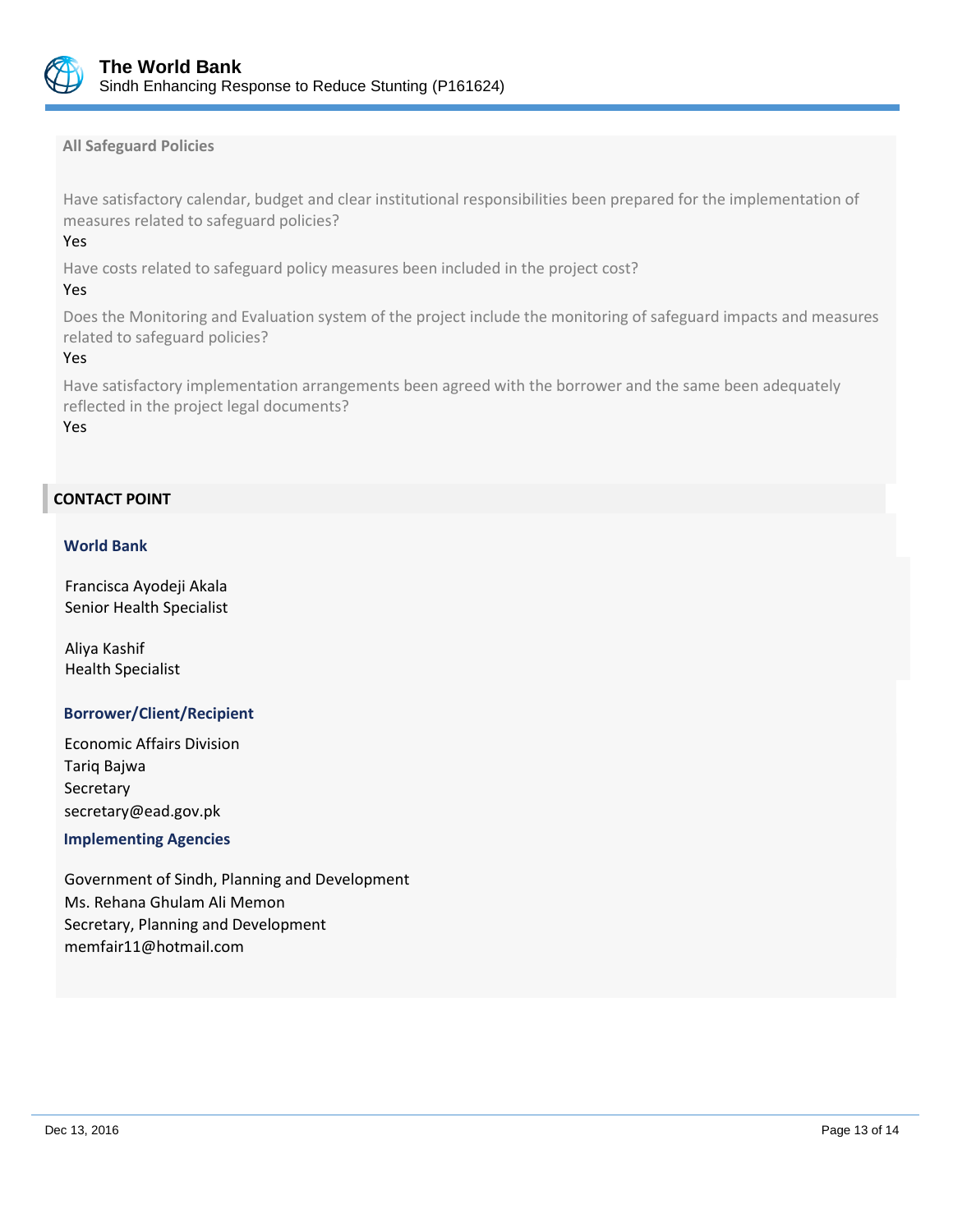**All Safeguard Policies**

Have satisfactory calendar, budget and clear institutional responsibilities been prepared for the implementation of measures related to safeguard policies?

Yes

Have costs related to safeguard policy measures been included in the project cost?

Yes

Does the Monitoring and Evaluation system of the project include the monitoring of safeguard impacts and measures related to safeguard policies?

Yes

Have satisfactory implementation arrangements been agreed with the borrower and the same been adequately reflected in the project legal documents?

Yes

## CONTACT POINT

### World Bank

Francisca Ayodeji Akala
Senior Health Specialist

Aliya Kashif
Health Specialist

### Borrower/Client/Recipient

Economic Affairs Division
Tariq Bajwa
Secretary
secretary@ead.gov.pk

### Implementing Agencies

Government of Sindh, Planning and Development
Ms. Rehana Ghulam Ali Memon
Secretary, Planning and Development
memfair11@hotmail.com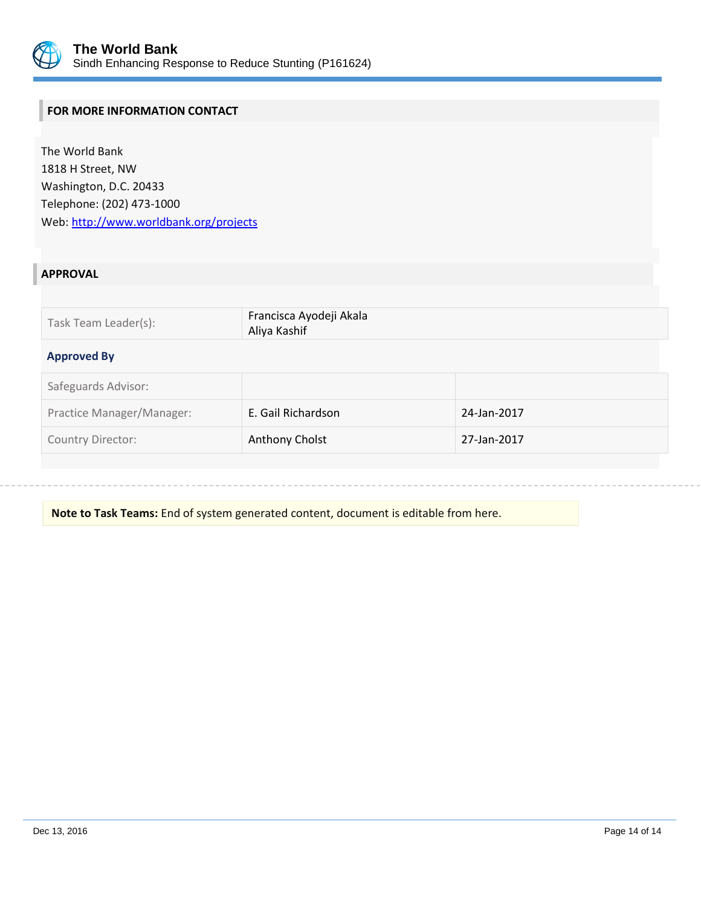## FOR MORE INFORMATION CONTACT

The World Bank
1818 H Street, NW
Washington, D.C. 20433
Telephone: (202) 473-1000
Web: http://www.worldbank.org/projects

## APPROVAL

| | |
|---|---|
| Task Team Leader(s): | Francisca Ayodeji Akala<br>Aliya Kashif |

**Approved By**

| | | |
|---|---|---|
| Safeguards Advisor: | | |
| Practice Manager/Manager: | E. Gail Richardson | 24-Jan-2017 |
| Country Director: | Anthony Cholst | 27-Jan-2017 |

**Note to Task Teams:** End of system generated content, document is editable from here.